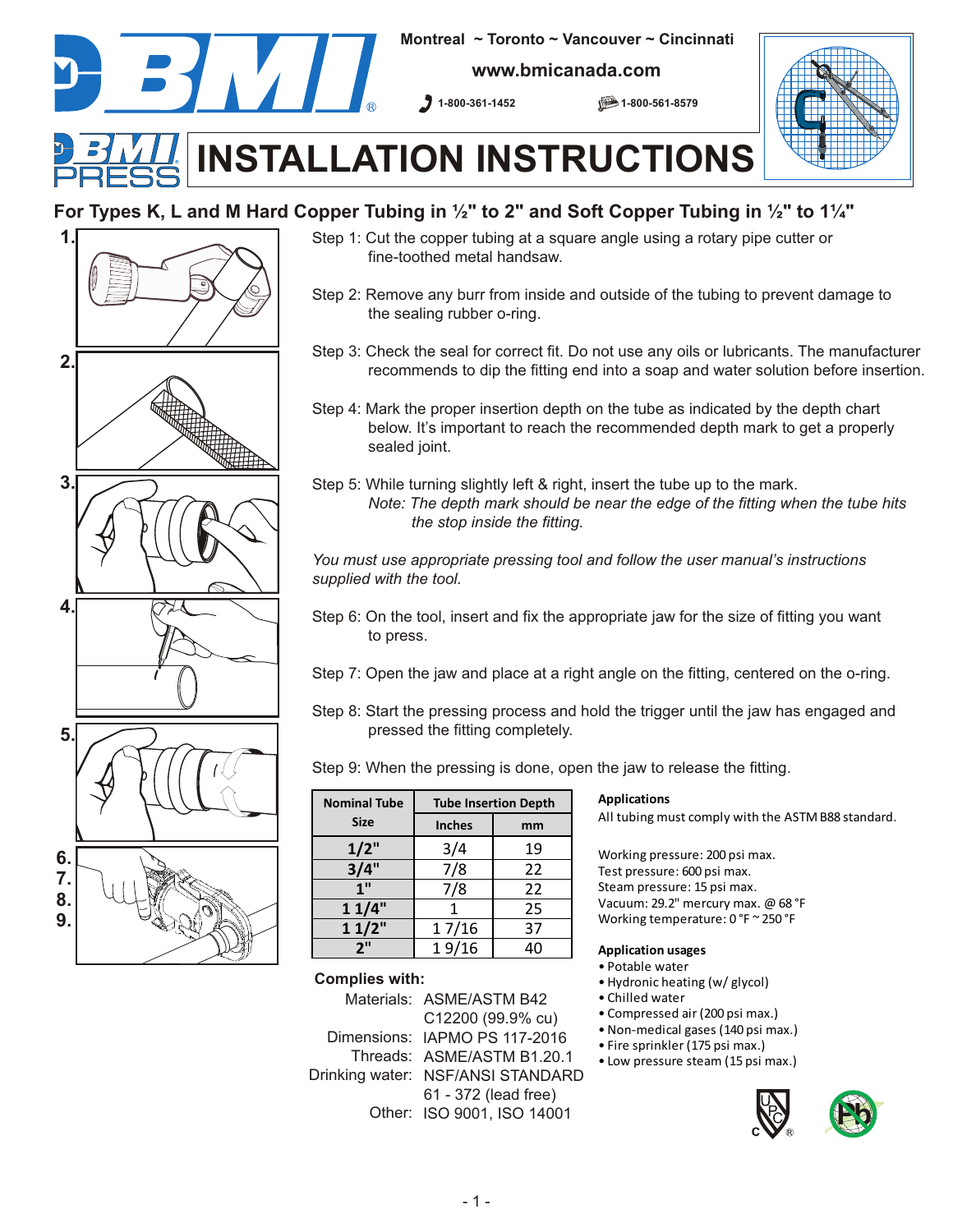Montreal ~ Toronto ~ Vancouver ~ Cincinnati

www.bmicanada.com

1-800-361-1452 1-800-561-8579

# INSTALLATION INSTRUCTIONS

## For Types K, L and M Hard Copper Tubing in ½" to 2" and Soft Copper Tubing in ½" to 1¼"

Step 1: Cut the copper tubing at a square angle using a rotary pipe cutter or fine-toothed metal handsaw.

Step 2: Remove any burr from inside and outside of the tubing to prevent damage to the sealing rubber o-ring.

Step 3: Check the seal for correct fit. Do not use any oils or lubricants. The manufacturer recommends to dip the fitting end into a soap and water solution before insertion.

Step 4: Mark the proper insertion depth on the tube as indicated by the depth chart below. It's important to reach the recommended depth mark to get a properly sealed joint.

Step 5: While turning slightly left & right, insert the tube up to the mark.
*Note: The depth mark should be near the edge of the fitting when the tube hits the stop inside the fitting.*

*You must use appropriate pressing tool and follow the user manual's instructions supplied with the tool.*

Step 6: On the tool, insert and fix the appropriate jaw for the size of fitting you want to press.

Step 7: Open the jaw and place at a right angle on the fitting, centered on the o-ring.

Step 8: Start the pressing process and hold the trigger until the jaw has engaged and pressed the fitting completely.

Step 9: When the pressing is done, open the jaw to release the fitting.

| Nominal Tube Size | Tube Insertion Depth | |
|---|---|---|
| | Inches | mm |
| 1/2" | 3/4 | 19 |
| 3/4" | 7/8 | 22 |
| 1" | 7/8 | 22 |
| 1 1/4" | 1 | 25 |
| 1 1/2" | 1 7/16 | 37 |
| 2" | 1 9/16 | 40 |

**Complies with:**

Materials: ASME/ASTM B42 C12200 (99.9% cu)
Dimensions: IAPMO PS 117-2016
Threads: ASME/ASTM B1.20.1
Drinking water: NSF/ANSI STANDARD 61 - 372 (lead free)
Other: ISO 9001, ISO 14001

**Applications**

All tubing must comply with the ASTM B88 standard.

Working pressure: 200 psi max.
Test pressure: 600 psi max.
Steam pressure: 15 psi max.
Vacuum: 29.2" mercury max. @ 68 °F
Working temperature: 0 °F ~ 250 °F

**Application usages**

- Potable water
- Hydronic heating (w/ glycol)
- Chilled water
- Compressed air (200 psi max.)
- Non-medical gases (140 psi max.)
- Fire sprinkler (175 psi max.)
- Low pressure steam (15 psi max.)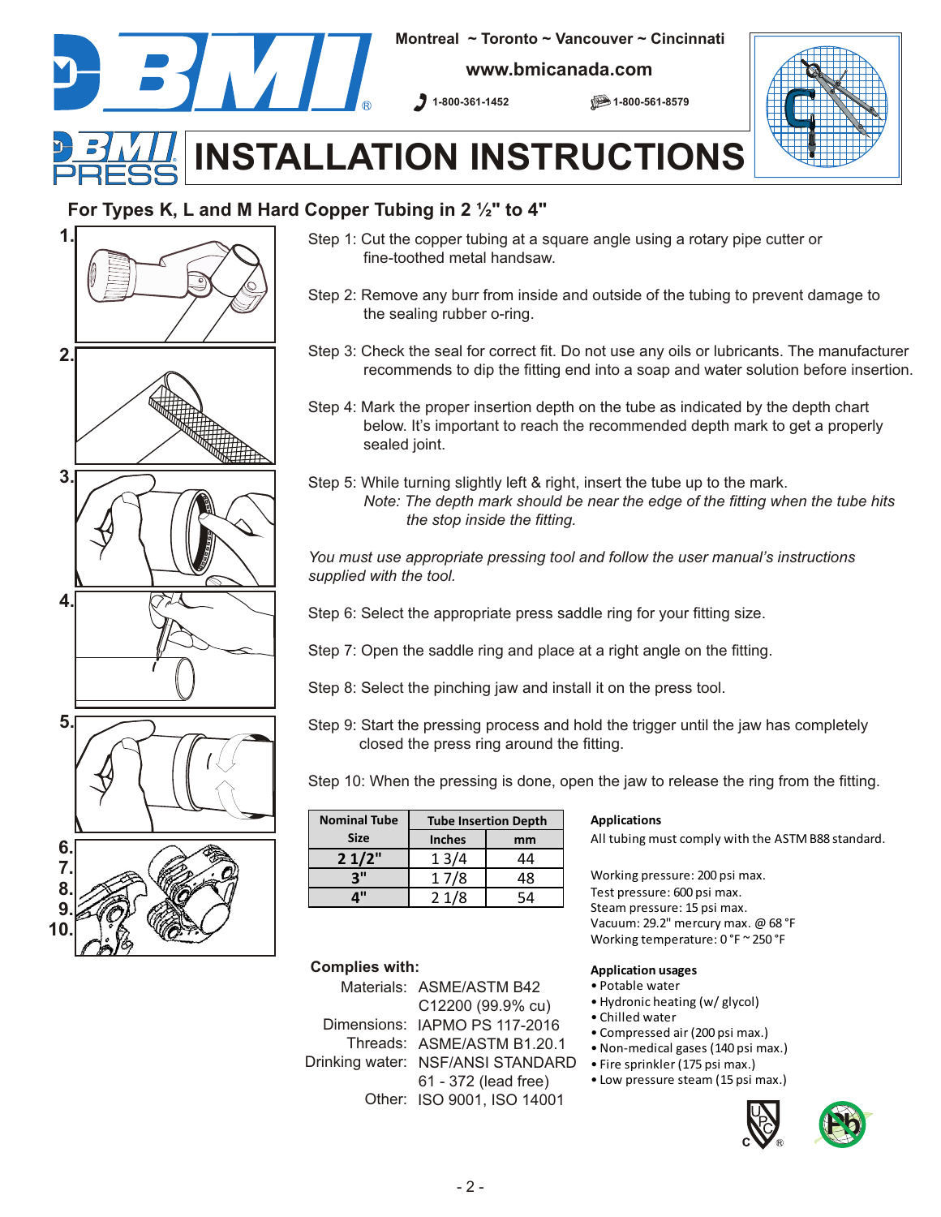Montreal ~ Toronto ~ Vancouver ~ Cincinnati

www.bmicanada.com

1-800-361-1452 1-800-561-8579

# INSTALLATION INSTRUCTIONS

## For Types K, L and M Hard Copper Tubing in 2 ½" to 4"

Step 1: Cut the copper tubing at a square angle using a rotary pipe cutter or fine-toothed metal handsaw.

Step 2: Remove any burr from inside and outside of the tubing to prevent damage to the sealing rubber o-ring.

Step 3: Check the seal for correct fit. Do not use any oils or lubricants. The manufacturer recommends to dip the fitting end into a soap and water solution before insertion.

Step 4: Mark the proper insertion depth on the tube as indicated by the depth chart below. It's important to reach the recommended depth mark to get a properly sealed joint.

Step 5: While turning slightly left & right, insert the tube up to the mark.
*Note: The depth mark should be near the edge of the fitting when the tube hits the stop inside the fitting.*

*You must use appropriate pressing tool and follow the user manual's instructions supplied with the tool.*

Step 6: Select the appropriate press saddle ring for your fitting size.

Step 7: Open the saddle ring and place at a right angle on the fitting.

Step 8: Select the pinching jaw and install it on the press tool.

Step 9: Start the pressing process and hold the trigger until the jaw has completely closed the press ring around the fitting.

Step 10: When the pressing is done, open the jaw to release the ring from the fitting.

| Nominal Tube Size | Tube Insertion Depth | |
|---|---|---|
| | Inches | mm |
| **2 1/2"** | 1 3/4 | 44 |
| **3"** | 1 7/8 | 48 |
| **4"** | 2 1/8 | 54 |

**Applications**

All tubing must comply with the ASTM B88 standard.

Working pressure: 200 psi max.
Test pressure: 600 psi max.
Steam pressure: 15 psi max.
Vacuum: 29.2" mercury max. @ 68 °F
Working temperature: 0 °F ~ 250 °F

**Complies with:**

Materials: ASME/ASTM B42 C12200 (99.9% cu)
Dimensions: IAPMO PS 117-2016
Threads: ASME/ASTM B1.20.1
Drinking water: NSF/ANSI STANDARD 61 - 372 (lead free)
Other: ISO 9001, ISO 14001

**Application usages**

- Potable water
- Hydronic heating (w/ glycol)
- Chilled water
- Compressed air (200 psi max.)
- Non-medical gases (140 psi max.)
- Fire sprinkler (175 psi max.)
- Low pressure steam (15 psi max.)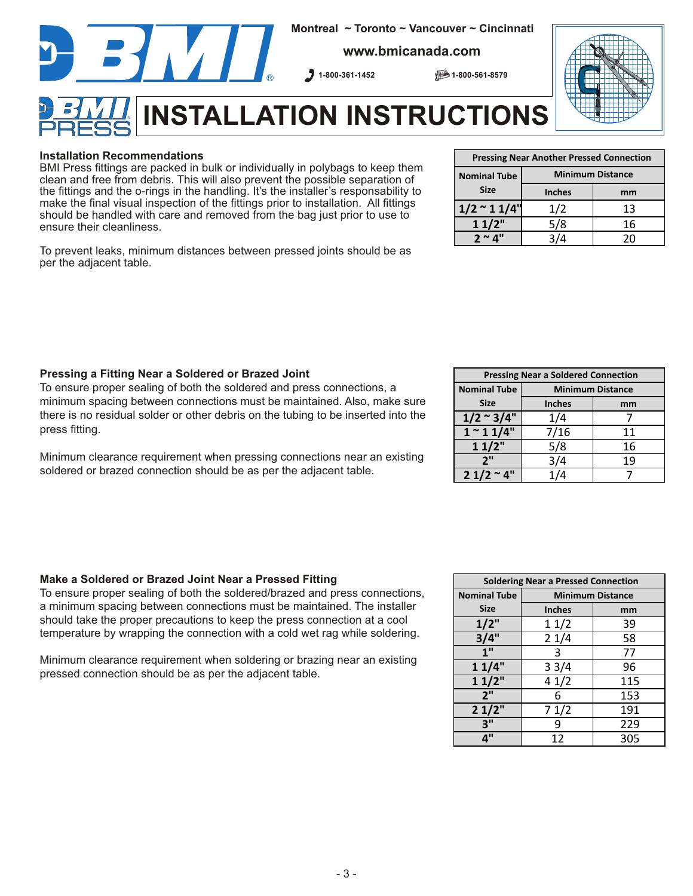Montreal ~ Toronto ~ Vancouver ~ Cincinnati

www.bmicanada.com

1-800-361-1452 1-800-561-8579

# INSTALLATION INSTRUCTIONS

### Installation Recommendations

BMI Press fittings are packed in bulk or individually in polybags to keep them clean and free from debris. This will also prevent the possible separation of the fittings and the o-rings in the handling. It's the installer's responsability to make the final visual inspection of the fittings prior to installation. All fittings should be handled with care and removed from the bag just prior to use to ensure their cleanliness.

To prevent leaks, minimum distances between pressed joints should be as per the adjacent table.

| Pressing Near Another Pressed Connection | | |
|---|---|---|
| Nominal Tube Size | Minimum Distance | |
| | Inches | mm |
| 1/2 ~ 1 1/4" | 1/2 | 13 |
| 1 1/2" | 5/8 | 16 |
| 2 ~ 4" | 3/4 | 20 |

### Pressing a Fitting Near a Soldered or Brazed Joint

To ensure proper sealing of both the soldered and press connections, a minimum spacing between connections must be maintained. Also, make sure there is no residual solder or other debris on the tubing to be inserted into the press fitting.

Minimum clearance requirement when pressing connections near an existing soldered or brazed connection should be as per the adjacent table.

| Pressing Near a Soldered Connection | | |
|---|---|---|
| Nominal Tube Size | Minimum Distance | |
| | Inches | mm |
| 1/2 ~ 3/4" | 1/4 | 7 |
| 1 ~ 1 1/4" | 7/16 | 11 |
| 1 1/2" | 5/8 | 16 |
| 2" | 3/4 | 19 |
| 2 1/2 ~ 4" | 1/4 | 7 |

### Make a Soldered or Brazed Joint Near a Pressed Fitting

To ensure proper sealing of both the soldered/brazed and press connections, a minimum spacing between connections must be maintained. The installer should take the proper precautions to keep the press connection at a cool temperature by wrapping the connection with a cold wet rag while soldering.

Minimum clearance requirement when soldering or brazing near an existing pressed connection should be as per the adjacent table.

| Soldering Near a Pressed Connection | | |
|---|---|---|
| Nominal Tube Size | Minimum Distance | |
| | Inches | mm |
| 1/2" | 1 1/2 | 39 |
| 3/4" | 2 1/4 | 58 |
| 1" | 3 | 77 |
| 1 1/4" | 3 3/4 | 96 |
| 1 1/2" | 4 1/2 | 115 |
| 2" | 6 | 153 |
| 2 1/2" | 7 1/2 | 191 |
| 3" | 9 | 229 |
| 4" | 12 | 305 |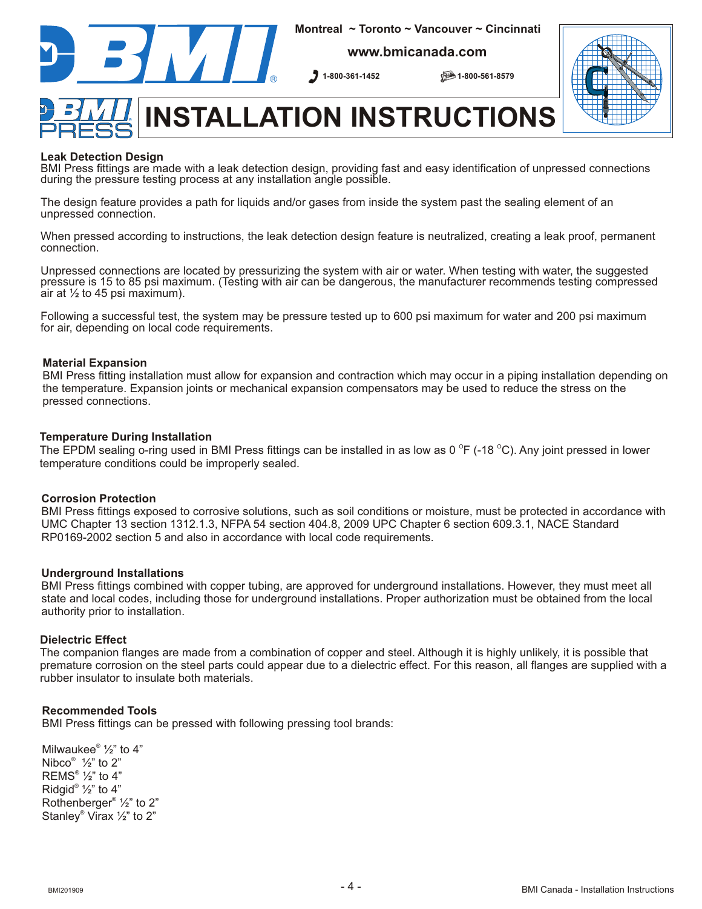Montreal ~ Toronto ~ Vancouver ~ Cincinnati

www.bmicanada.com

1-800-361-1452 1-800-561-8579

# INSTALLATION INSTRUCTIONS

**Leak Detection Design**
BMI Press fittings are made with a leak detection design, providing fast and easy identification of unpressed connections during the pressure testing process at any installation angle possible.

The design feature provides a path for liquids and/or gases from inside the system past the sealing element of an unpressed connection.

When pressed according to instructions, the leak detection design feature is neutralized, creating a leak proof, permanent connection.

Unpressed connections are located by pressurizing the system with air or water. When testing with water, the suggested pressure is 15 to 85 psi maximum. (Testing with air can be dangerous, the manufacturer recommends testing compressed air at ½ to 45 psi maximum).

Following a successful test, the system may be pressure tested up to 600 psi maximum for water and 200 psi maximum for air, depending on local code requirements.

**Material Expansion**
BMI Press fitting installation must allow for expansion and contraction which may occur in a piping installation depending on the temperature. Expansion joints or mechanical expansion compensators may be used to reduce the stress on the pressed connections.

**Temperature During Installation**
The EPDM sealing o-ring used in BMI Press fittings can be installed in as low as 0 °F (-18 °C). Any joint pressed in lower temperature conditions could be improperly sealed.

**Corrosion Protection**
BMI Press fittings exposed to corrosive solutions, such as soil conditions or moisture, must be protected in accordance with UMC Chapter 13 section 1312.1.3, NFPA 54 section 404.8, 2009 UPC Chapter 6 section 609.3.1, NACE Standard RP0169-2002 section 5 and also in accordance with local code requirements.

**Underground Installations**
BMI Press fittings combined with copper tubing, are approved for underground installations. However, they must meet all state and local codes, including those for underground installations. Proper authorization must be obtained from the local authority prior to installation.

**Dielectric Effect**
The companion flanges are made from a combination of copper and steel. Although it is highly unlikely, it is possible that premature corrosion on the steel parts could appear due to a dielectric effect. For this reason, all flanges are supplied with a rubber insulator to insulate both materials.

**Recommended Tools**
BMI Press fittings can be pressed with following pressing tool brands:

Milwaukee® ½" to 4"
Nibco® ½" to 2"
REMS® ½" to 4"
Ridgid® ½" to 4"
Rothenberger® ½" to 2"
Stanley® Virax ½" to 2"

BMI201909